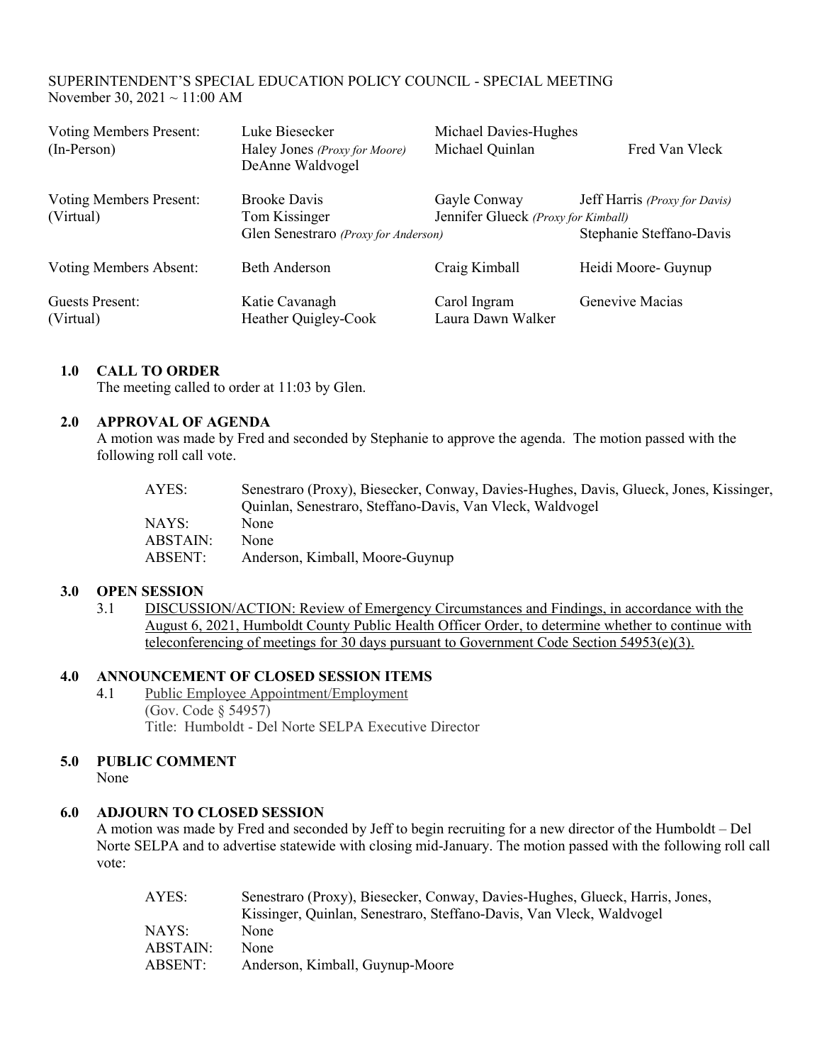SUPERINTENDENT'S SPECIAL EDUCATION POLICY COUNCIL - SPECIAL MEETING
November 30, 2021 ~ 11:00 AM

| | | | |
|---|---|---|---|
| Voting Members Present: (In-Person) | Luke Biesecker<br>Haley Jones *(Proxy for Moore)*<br>DeAnne Waldvogel | Michael Davies-Hughes<br>Michael Quinlan | Fred Van Vleck |
| Voting Members Present: (Virtual) | Brooke Davis<br>Tom Kissinger<br>Glen Senestraro *(Proxy for Anderson)* | Gayle Conway<br>Jennifer Glueck *(Proxy for Kimball)* | Jeff Harris *(Proxy for Davis)*<br>Stephanie Steffano-Davis |
| Voting Members Absent: | Beth Anderson | Craig Kimball | Heidi Moore- Guynup |
| Guests Present: (Virtual) | Katie Cavanagh<br>Heather Quigley-Cook | Carol Ingram<br>Laura Dawn Walker | Genevive Macias |

**1.0 CALL TO ORDER**

The meeting called to order at 11:03 by Glen.

**2.0 APPROVAL OF AGENDA**

A motion was made by Fred and seconded by Stephanie to approve the agenda. The motion passed with the following roll call vote.

| | |
|---|---|
| AYES: | Senestraro (Proxy), Biesecker, Conway, Davies-Hughes, Davis, Glueck, Jones, Kissinger, Quinlan, Senestraro, Steffano-Davis, Van Vleck, Waldvogel |
| NAYS: | None |
| ABSTAIN: | None |
| ABSENT: | Anderson, Kimball, Moore-Guynup |

**3.0 OPEN SESSION**

3.1 DISCUSSION/ACTION: Review of Emergency Circumstances and Findings, in accordance with the August 6, 2021, Humboldt County Public Health Officer Order, to determine whether to continue with teleconferencing of meetings for 30 days pursuant to Government Code Section 54953(e)(3).

**4.0 ANNOUNCEMENT OF CLOSED SESSION ITEMS**

4.1 Public Employee Appointment/Employment
(Gov. Code § 54957)
Title: Humboldt - Del Norte SELPA Executive Director

**5.0 PUBLIC COMMENT**

None

**6.0 ADJOURN TO CLOSED SESSION**

A motion was made by Fred and seconded by Jeff to begin recruiting for a new director of the Humboldt – Del Norte SELPA and to advertise statewide with closing mid-January. The motion passed with the following roll call vote:

| | |
|---|---|
| AYES: | Senestraro (Proxy), Biesecker, Conway, Davies-Hughes, Glueck, Harris, Jones, Kissinger, Quinlan, Senestraro, Steffano-Davis, Van Vleck, Waldvogel |
| NAYS: | None |
| ABSTAIN: | None |
| ABSENT: | Anderson, Kimball, Guynup-Moore |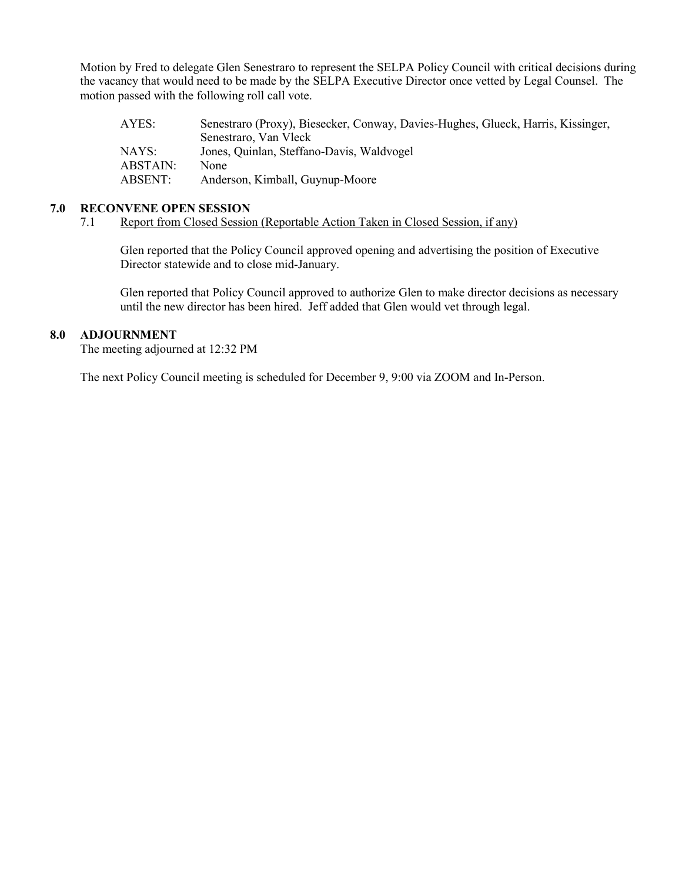Motion by Fred to delegate Glen Senestraro to represent the SELPA Policy Council with critical decisions during the vacancy that would need to be made by the SELPA Executive Director once vetted by Legal Counsel. The motion passed with the following roll call vote.

| | |
|---|---|
| AYES: | Senestraro (Proxy), Biesecker, Conway, Davies-Hughes, Glueck, Harris, Kissinger, Senestraro, Van Vleck |
| NAYS: | Jones, Quinlan, Steffano-Davis, Waldvogel |
| ABSTAIN: | None |
| ABSENT: | Anderson, Kimball, Guynup-Moore |

## 7.0 RECONVENE OPEN SESSION

7.1 Report from Closed Session (Reportable Action Taken in Closed Session, if any)

Glen reported that the Policy Council approved opening and advertising the position of Executive Director statewide and to close mid-January.

Glen reported that Policy Council approved to authorize Glen to make director decisions as necessary until the new director has been hired. Jeff added that Glen would vet through legal.

## 8.0 ADJOURNMENT

The meeting adjourned at 12:32 PM

The next Policy Council meeting is scheduled for December 9, 9:00 via ZOOM and In-Person.